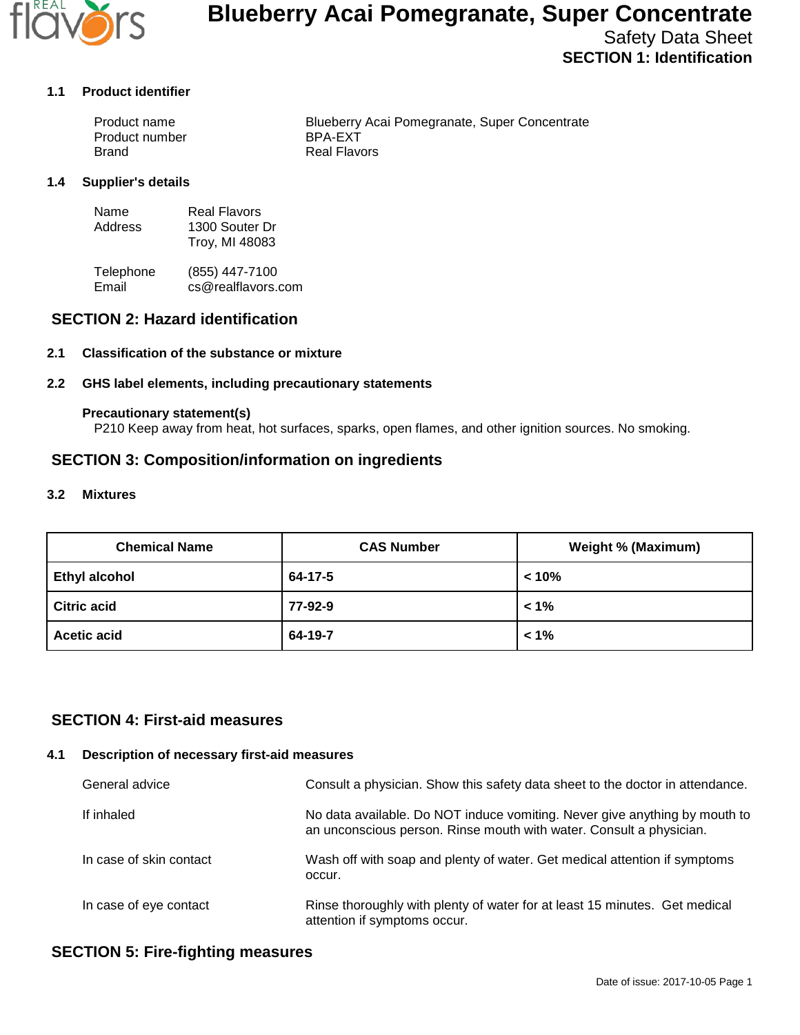# Blueberry Acai Pomegranate, Super Concentrate

Safety Data Sheet

## SECTION 1: Identification

### 1.1 Product identifier

| | |
|---|---|
| Product name | Blueberry Acai Pomegranate, Super Concentrate |
| Product number | BPA-EXT |
| Brand | Real Flavors |

### 1.4 Supplier's details

| | |
|---|---|
| Name | Real Flavors |
| Address | 1300 Souter Dr<br>Troy, MI 48083 |
| Telephone | (855) 447-7100 |
| Email | cs@realflavors.com |

## SECTION 2: Hazard identification

### 2.1 Classification of the substance or mixture

### 2.2 GHS label elements, including precautionary statements

**Precautionary statement(s)**

P210 Keep away from heat, hot surfaces, sparks, open flames, and other ignition sources. No smoking.

## SECTION 3: Composition/information on ingredients

### 3.2 Mixtures

| Chemical Name | CAS Number | Weight % (Maximum) |
|---|---|---|
| **Ethyl alcohol** | **64-17-5** | **< 10%** |
| **Citric acid** | **77-92-9** | **< 1%** |
| **Acetic acid** | **64-19-7** | **< 1%** |

## SECTION 4: First-aid measures

### 4.1 Description of necessary first-aid measures

| | |
|---|---|
| General advice | Consult a physician. Show this safety data sheet to the doctor in attendance. |
| If inhaled | No data available. Do NOT induce vomiting. Never give anything by mouth to an unconscious person. Rinse mouth with water. Consult a physician. |
| In case of skin contact | Wash off with soap and plenty of water. Get medical attention if symptoms occur. |
| In case of eye contact | Rinse thoroughly with plenty of water for at least 15 minutes. Get medical attention if symptoms occur. |

## SECTION 5: Fire-fighting measures

Date of issue: 2017-10-05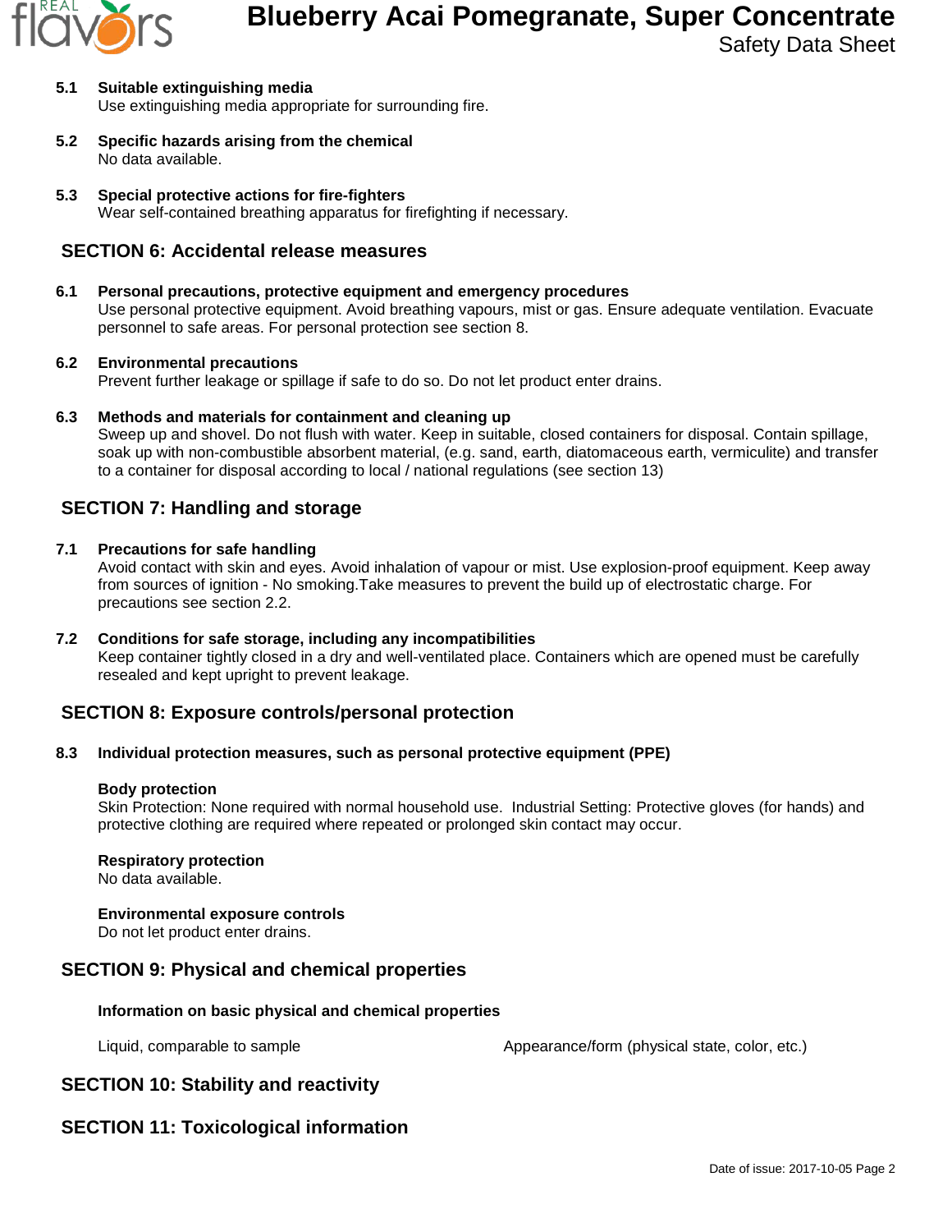**5.1 Suitable extinguishing media**
Use extinguishing media appropriate for surrounding fire.

**5.2 Specific hazards arising from the chemical**
No data available.

**5.3 Special protective actions for fire-fighters**
Wear self-contained breathing apparatus for firefighting if necessary.

## SECTION 6: Accidental release measures

**6.1 Personal precautions, protective equipment and emergency procedures**
Use personal protective equipment. Avoid breathing vapours, mist or gas. Ensure adequate ventilation. Evacuate personnel to safe areas. For personal protection see section 8.

**6.2 Environmental precautions**
Prevent further leakage or spillage if safe to do so. Do not let product enter drains.

**6.3 Methods and materials for containment and cleaning up**
Sweep up and shovel. Do not flush with water. Keep in suitable, closed containers for disposal. Contain spillage, soak up with non-combustible absorbent material, (e.g. sand, earth, diatomaceous earth, vermiculite) and transfer to a container for disposal according to local / national regulations (see section 13)

## SECTION 7: Handling and storage

**7.1 Precautions for safe handling**
Avoid contact with skin and eyes. Avoid inhalation of vapour or mist. Use explosion-proof equipment. Keep away from sources of ignition - No smoking.Take measures to prevent the build up of electrostatic charge. For precautions see section 2.2.

**7.2 Conditions for safe storage, including any incompatibilities**
Keep container tightly closed in a dry and well-ventilated place. Containers which are opened must be carefully resealed and kept upright to prevent leakage.

## SECTION 8: Exposure controls/personal protection

**8.3 Individual protection measures, such as personal protective equipment (PPE)**

**Body protection**
Skin Protection: None required with normal household use. Industrial Setting: Protective gloves (for hands) and protective clothing are required where repeated or prolonged skin contact may occur.

**Respiratory protection**
No data available.

**Environmental exposure controls**
Do not let product enter drains.

## SECTION 9: Physical and chemical properties

**Information on basic physical and chemical properties**

| Liquid, comparable to sample | Appearance/form (physical state, color, etc.) |
|---|---|

## SECTION 10: Stability and reactivity

## SECTION 11: Toxicological information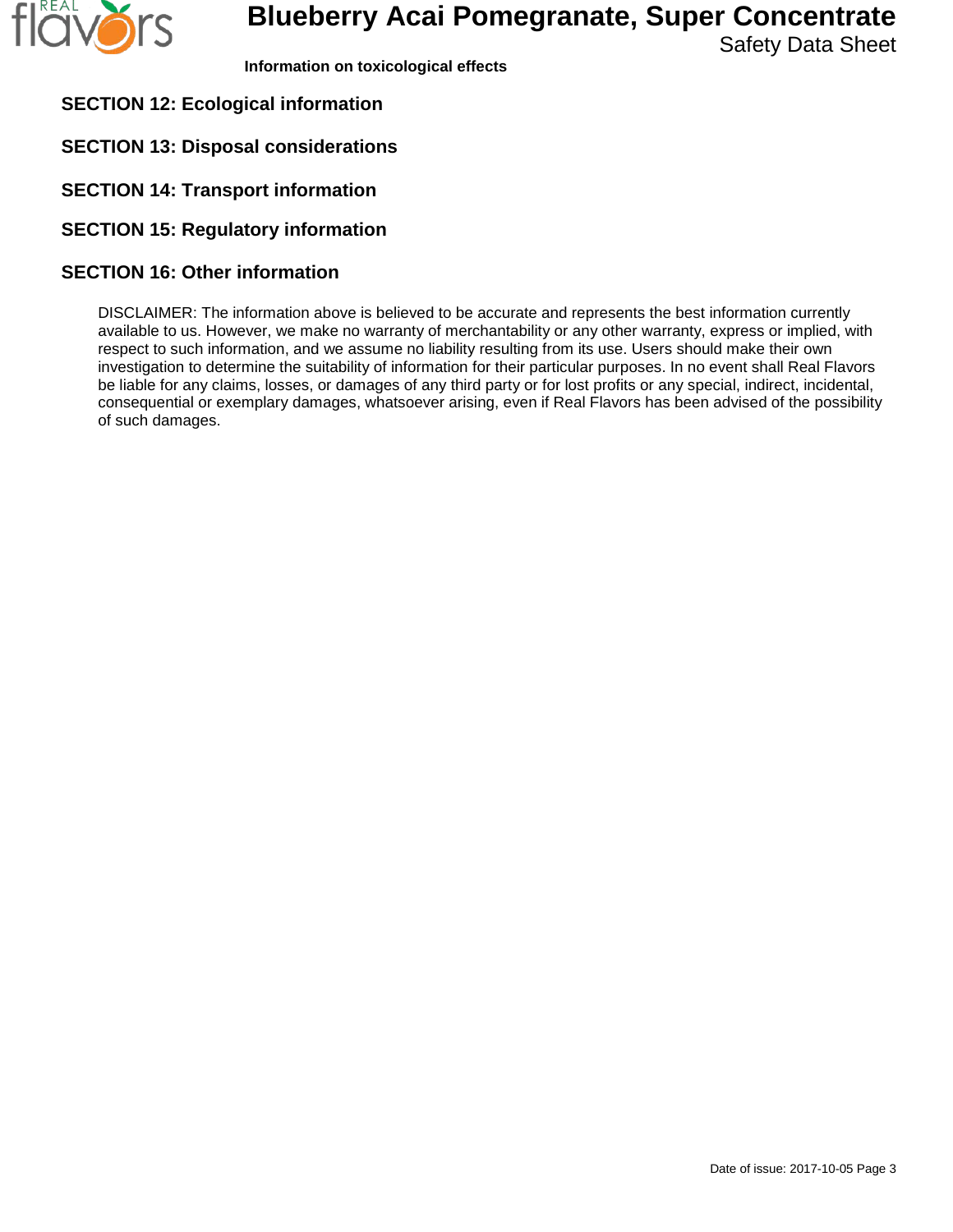**Information on toxicological effects**

## SECTION 12: Ecological information

## SECTION 13: Disposal considerations

## SECTION 14: Transport information

## SECTION 15: Regulatory information

## SECTION 16: Other information

DISCLAIMER: The information above is believed to be accurate and represents the best information currently available to us. However, we make no warranty of merchantability or any other warranty, express or implied, with respect to such information, and we assume no liability resulting from its use. Users should make their own investigation to determine the suitability of information for their particular purposes. In no event shall Real Flavors be liable for any claims, losses, or damages of any third party or for lost profits or any special, indirect, incidental, consequential or exemplary damages, whatsoever arising, even if Real Flavors has been advised of the possibility of such damages.

Date of issue: 2017-10-05